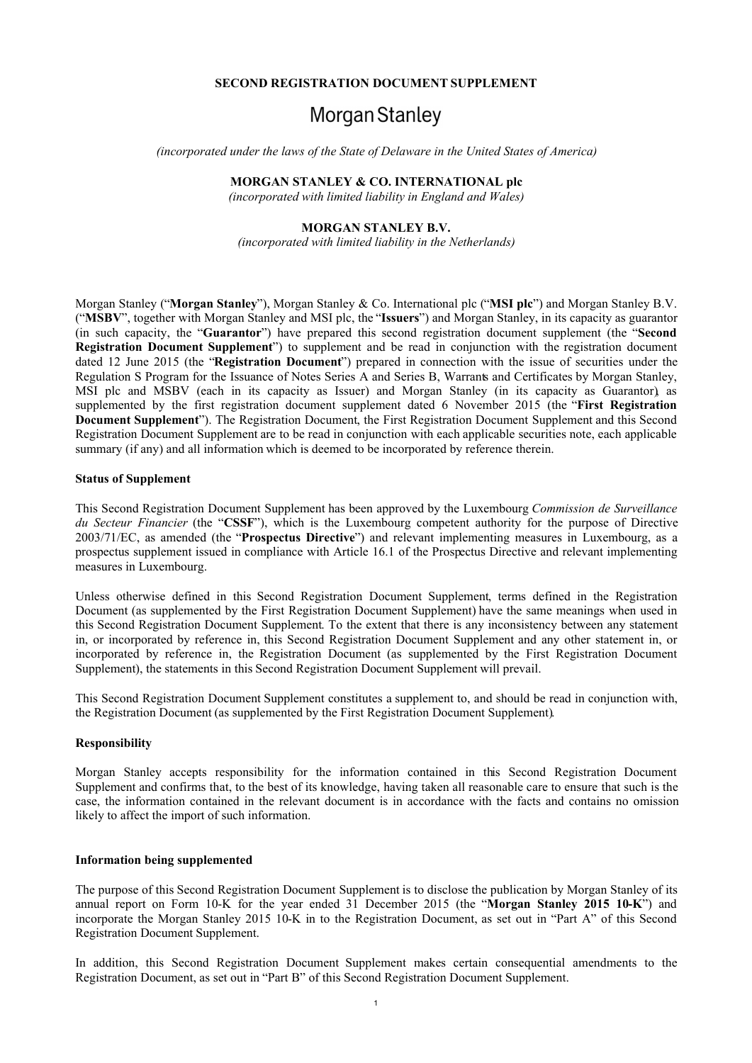**SECOND REGISTRATION DOCUMENT SUPPLEMENT**

# Morgan Stanley

*(incorporated under the laws of the State of Delaware in the United States of America)*

**MORGAN STANLEY & CO. INTERNATIONAL plc**

*(incorporated with limited liability in England and Wales)*

**MORGAN STANLEY B.V.**

*(incorporated with limited liability in the Netherlands)*

Morgan Stanley ("**Morgan Stanley**"), Morgan Stanley & Co. International plc ("**MSI plc**") and Morgan Stanley B.V. ("**MSBV**", together with Morgan Stanley and MSI plc, the "**Issuers**") and Morgan Stanley, in its capacity as guarantor (in such capacity, the "**Guarantor**") have prepared this second registration document supplement (the "**Second Registration Document Supplement**") to supplement and be read in conjunction with the registration document dated 12 June 2015 (the "**Registration Document**") prepared in connection with the issue of securities under the Regulation S Program for the Issuance of Notes Series A and Series B, Warrants and Certificates by Morgan Stanley, MSI plc and MSBV (each in its capacity as Issuer) and Morgan Stanley (in its capacity as Guarantor), as supplemented by the first registration document supplement dated 6 November 2015 (the "**First Registration Document Supplement**"). The Registration Document, the First Registration Document Supplement and this Second Registration Document Supplement are to be read in conjunction with each applicable securities note, each applicable summary (if any) and all information which is deemed to be incorporated by reference therein.

**Status of Supplement**

This Second Registration Document Supplement has been approved by the Luxembourg *Commission de Surveillance du Secteur Financier* (the "**CSSF**"), which is the Luxembourg competent authority for the purpose of Directive 2003/71/EC, as amended (the "**Prospectus Directive**") and relevant implementing measures in Luxembourg, as a prospectus supplement issued in compliance with Article 16.1 of the Prospectus Directive and relevant implementing measures in Luxembourg.

Unless otherwise defined in this Second Registration Document Supplement, terms defined in the Registration Document (as supplemented by the First Registration Document Supplement) have the same meanings when used in this Second Registration Document Supplement. To the extent that there is any inconsistency between any statement in, or incorporated by reference in, this Second Registration Document Supplement and any other statement in, or incorporated by reference in, the Registration Document (as supplemented by the First Registration Document Supplement), the statements in this Second Registration Document Supplement will prevail.

This Second Registration Document Supplement constitutes a supplement to, and should be read in conjunction with, the Registration Document (as supplemented by the First Registration Document Supplement).

**Responsibility**

Morgan Stanley accepts responsibility for the information contained in this Second Registration Document Supplement and confirms that, to the best of its knowledge, having taken all reasonable care to ensure that such is the case, the information contained in the relevant document is in accordance with the facts and contains no omission likely to affect the import of such information.

**Information being supplemented**

The purpose of this Second Registration Document Supplement is to disclose the publication by Morgan Stanley of its annual report on Form 10-K for the year ended 31 December 2015 (the "**Morgan Stanley 2015 10-K**") and incorporate the Morgan Stanley 2015 10-K in to the Registration Document, as set out in "Part A" of this Second Registration Document Supplement.

In addition, this Second Registration Document Supplement makes certain consequential amendments to the Registration Document, as set out in "Part B" of this Second Registration Document Supplement.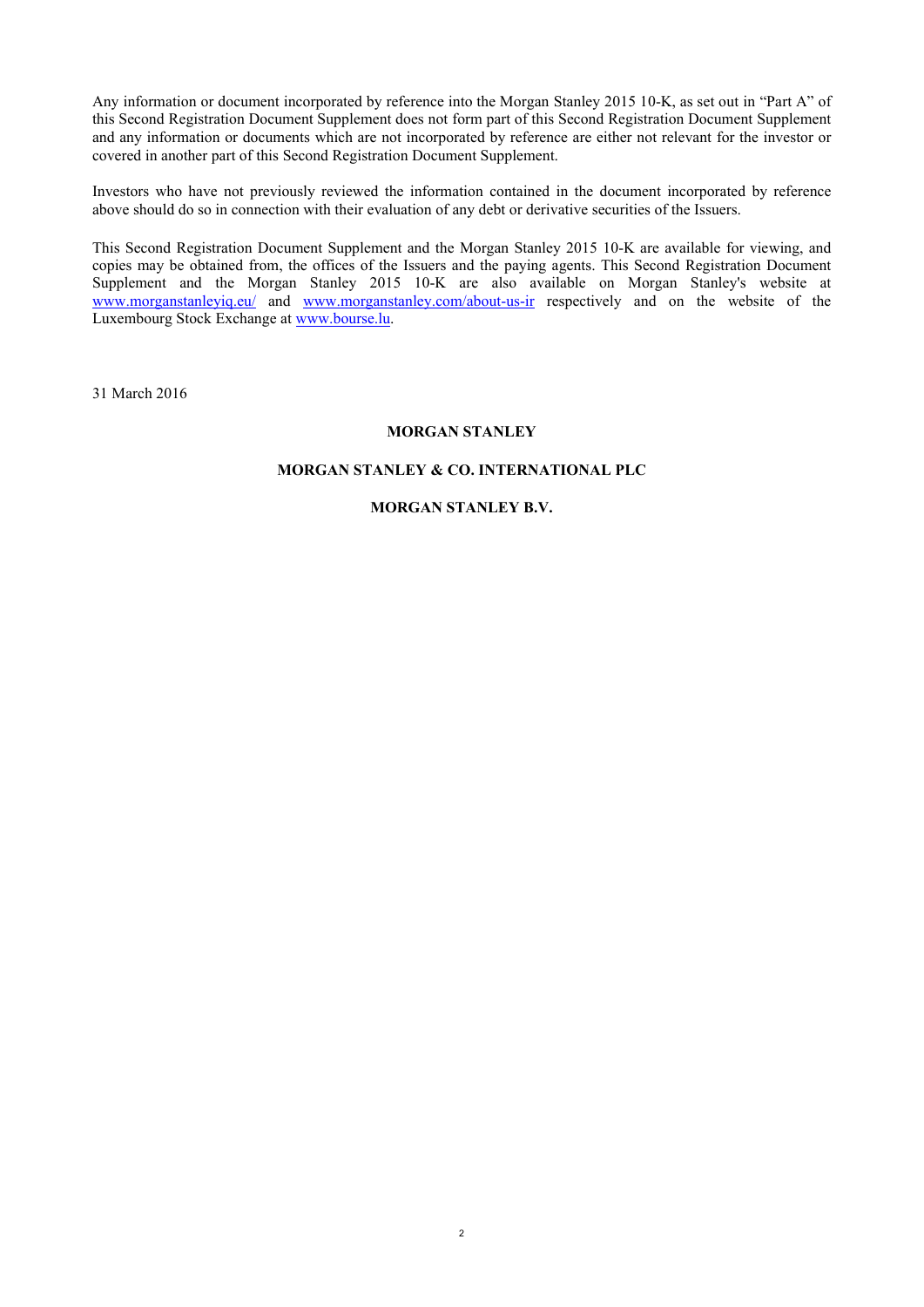Any information or document incorporated by reference into the Morgan Stanley 2015 10-K, as set out in "Part A" of this Second Registration Document Supplement does not form part of this Second Registration Document Supplement and any information or documents which are not incorporated by reference are either not relevant for the investor or covered in another part of this Second Registration Document Supplement.

Investors who have not previously reviewed the information contained in the document incorporated by reference above should do so in connection with their evaluation of any debt or derivative securities of the Issuers.

This Second Registration Document Supplement and the Morgan Stanley 2015 10-K are available for viewing, and copies may be obtained from, the offices of the Issuers and the paying agents. This Second Registration Document Supplement and the Morgan Stanley 2015 10-K are also available on Morgan Stanley's website at www.morganstanleyiq.eu/ and www.morganstanley.com/about-us-ir respectively and on the website of the Luxembourg Stock Exchange at www.bourse.lu.

31 March 2016

**MORGAN STANLEY**

**MORGAN STANLEY & CO. INTERNATIONAL PLC**

**MORGAN STANLEY B.V.**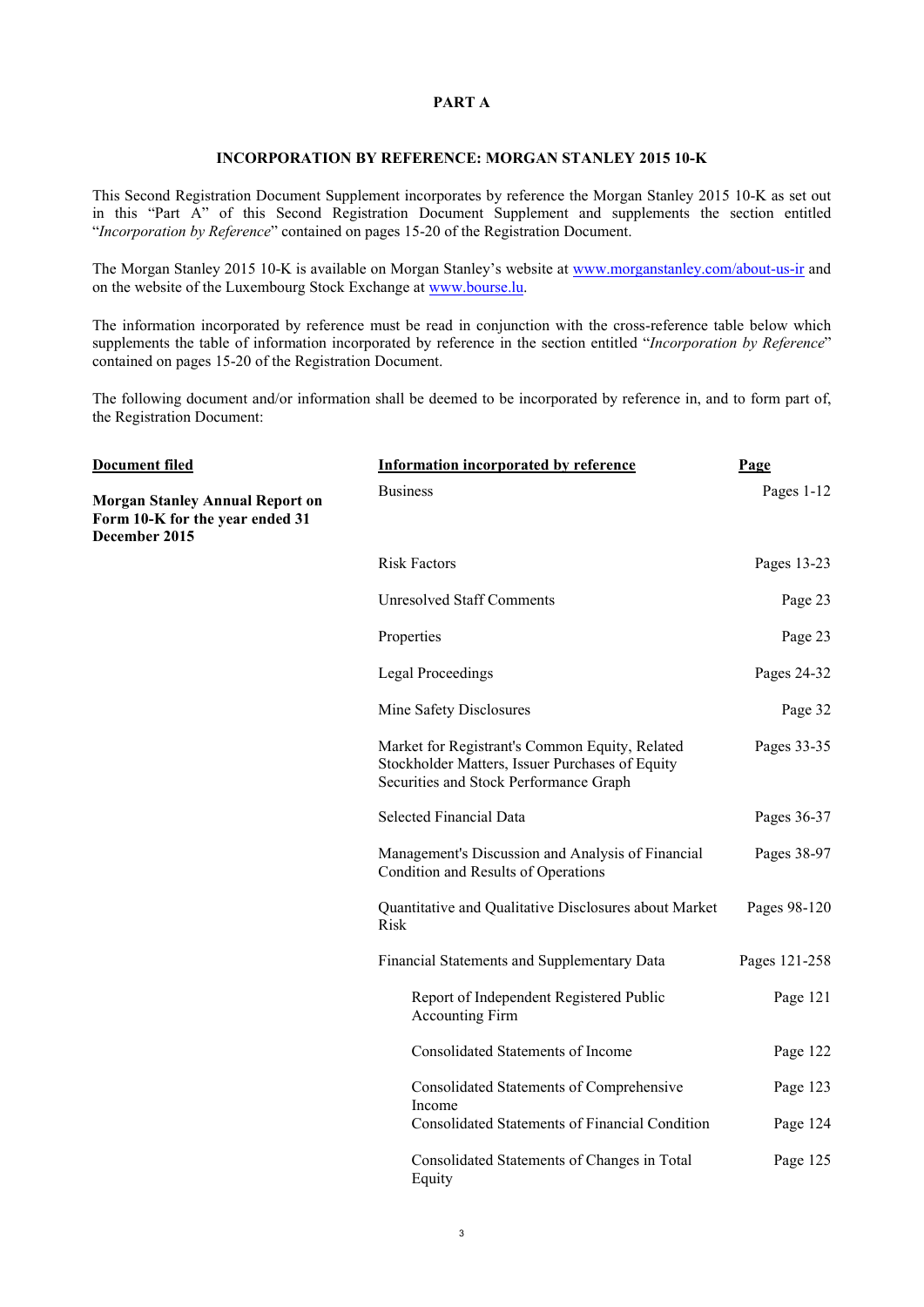**PART A**

**INCORPORATION BY REFERENCE: MORGAN STANLEY 2015 10-K**

This Second Registration Document Supplement incorporates by reference the Morgan Stanley 2015 10-K as set out in this "Part A" of this Second Registration Document Supplement and supplements the section entitled "*Incorporation by Reference*" contained on pages 15-20 of the Registration Document.

The Morgan Stanley 2015 10-K is available on Morgan Stanley's website at www.morganstanley.com/about-us-ir and on the website of the Luxembourg Stock Exchange at www.bourse.lu.

The information incorporated by reference must be read in conjunction with the cross-reference table below which supplements the table of information incorporated by reference in the section entitled "*Incorporation by Reference*" contained on pages 15-20 of the Registration Document.

The following document and/or information shall be deemed to be incorporated by reference in, and to form part of, the Registration Document:

| Document filed | Information incorporated by reference | Page |
|---|---|---|
| **Morgan Stanley Annual Report on Form 10-K for the year ended 31 December 2015** | Business | Pages 1-12 |
| | Risk Factors | Pages 13-23 |
| | Unresolved Staff Comments | Page 23 |
| | Properties | Page 23 |
| | Legal Proceedings | Pages 24-32 |
| | Mine Safety Disclosures | Page 32 |
| | Market for Registrant's Common Equity, Related Stockholder Matters, Issuer Purchases of Equity Securities and Stock Performance Graph | Pages 33-35 |
| | Selected Financial Data | Pages 36-37 |
| | Management's Discussion and Analysis of Financial Condition and Results of Operations | Pages 38-97 |
| | Quantitative and Qualitative Disclosures about Market Risk | Pages 98-120 |
| | Financial Statements and Supplementary Data | Pages 121-258 |
| | Report of Independent Registered Public Accounting Firm | Page 121 |
| | Consolidated Statements of Income | Page 122 |
| | Consolidated Statements of Comprehensive Income | Page 123 |
| | Consolidated Statements of Financial Condition | Page 124 |
| | Consolidated Statements of Changes in Total Equity | Page 125 |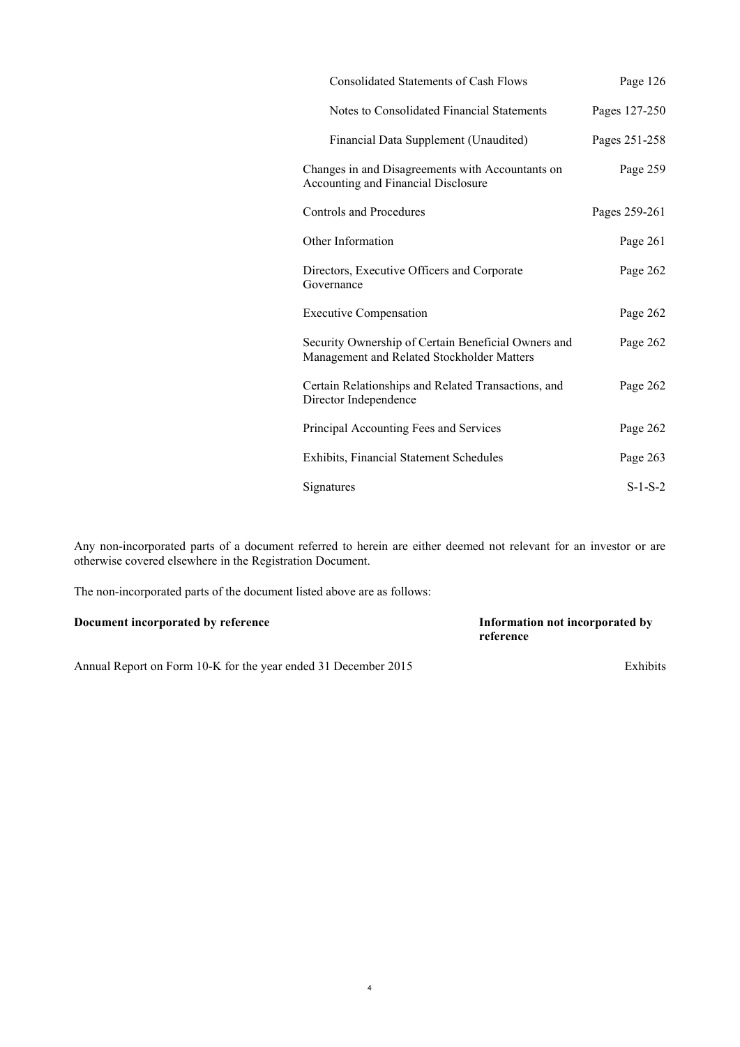| | |
|---|---|
| Consolidated Statements of Cash Flows | Page 126 |
| Notes to Consolidated Financial Statements | Pages 127-250 |
| Financial Data Supplement (Unaudited) | Pages 251-258 |
| Changes in and Disagreements with Accountants on Accounting and Financial Disclosure | Page 259 |
| Controls and Procedures | Pages 259-261 |
| Other Information | Page 261 |
| Directors, Executive Officers and Corporate Governance | Page 262 |
| Executive Compensation | Page 262 |
| Security Ownership of Certain Beneficial Owners and Management and Related Stockholder Matters | Page 262 |
| Certain Relationships and Related Transactions, and Director Independence | Page 262 |
| Principal Accounting Fees and Services | Page 262 |
| Exhibits, Financial Statement Schedules | Page 263 |
| Signatures | S-1-S-2 |

Any non-incorporated parts of a document referred to herein are either deemed not relevant for an investor or are otherwise covered elsewhere in the Registration Document.

The non-incorporated parts of the document listed above are as follows:

| **Document incorporated by reference** | **Information not incorporated by reference** |
|---|---|
| Annual Report on Form 10-K for the year ended 31 December 2015 | Exhibits |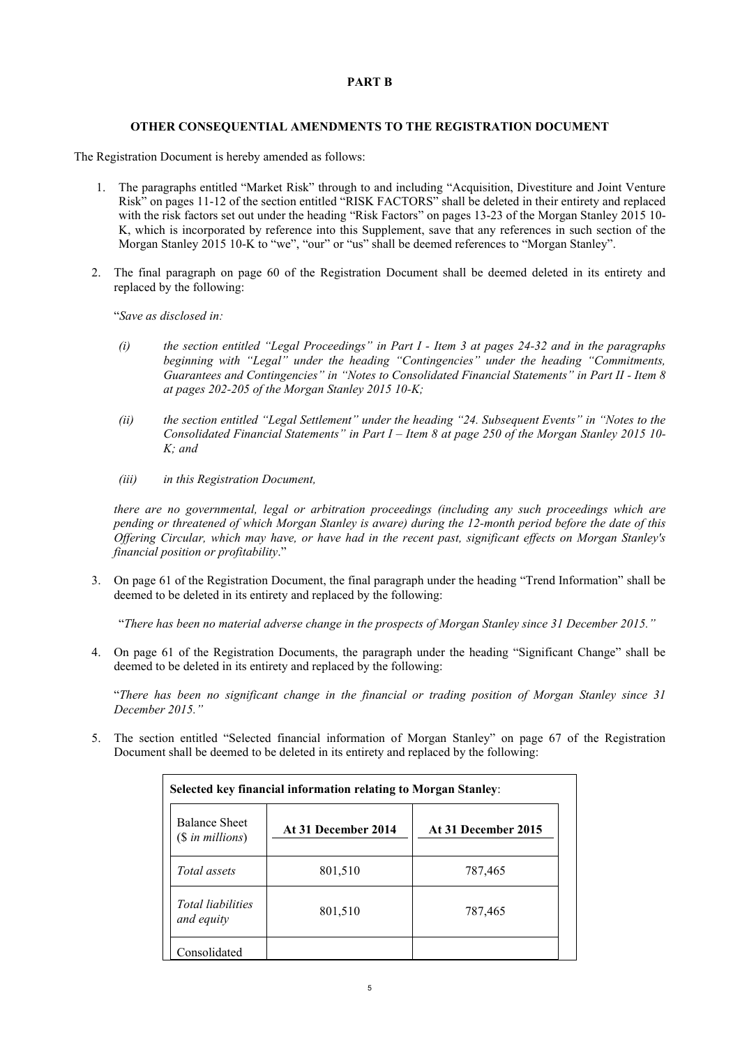# PART B

## OTHER CONSEQUENTIAL AMENDMENTS TO THE REGISTRATION DOCUMENT

The Registration Document is hereby amended as follows:

1. The paragraphs entitled "Market Risk" through to and including "Acquisition, Divestiture and Joint Venture Risk" on pages 11-12 of the section entitled "RISK FACTORS" shall be deleted in their entirety and replaced with the risk factors set out under the heading "Risk Factors" on pages 13-23 of the Morgan Stanley 2015 10-K, which is incorporated by reference into this Supplement, save that any references in such section of the Morgan Stanley 2015 10-K to "we", "our" or "us" shall be deemed references to "Morgan Stanley".

2. The final paragraph on page 60 of the Registration Document shall be deemed deleted in its entirety and replaced by the following:

   "*Save as disclosed in:*

   *(i) the section entitled "Legal Proceedings" in Part I - Item 3 at pages 24-32 and in the paragraphs beginning with "Legal" under the heading "Contingencies" under the heading "Commitments, Guarantees and Contingencies" in "Notes to Consolidated Financial Statements" in Part II - Item 8 at pages 202-205 of the Morgan Stanley 2015 10-K;*

   *(ii) the section entitled "Legal Settlement" under the heading "24. Subsequent Events" in "Notes to the Consolidated Financial Statements" in Part I – Item 8 at page 250 of the Morgan Stanley 2015 10-K; and*

   *(iii) in this Registration Document,*

   *there are no governmental, legal or arbitration proceedings (including any such proceedings which are pending or threatened of which Morgan Stanley is aware) during the 12-month period before the date of this Offering Circular, which may have, or have had in the recent past, significant effects on Morgan Stanley's financial position or profitability*."

3. On page 61 of the Registration Document, the final paragraph under the heading "Trend Information" shall be deemed to be deleted in its entirety and replaced by the following:

   "*There has been no material adverse change in the prospects of Morgan Stanley since 31 December 2015."*

4. On page 61 of the Registration Documents, the paragraph under the heading "Significant Change" shall be deemed to be deleted in its entirety and replaced by the following:

   "*There has been no significant change in the financial or trading position of Morgan Stanley since 31 December 2015."*

5. The section entitled "Selected financial information of Morgan Stanley" on page 67 of the Registration Document shall be deemed to be deleted in its entirety and replaced by the following:

**Selected key financial information relating to Morgan Stanley**:

| Balance Sheet (\$ *in millions*) | At 31 December 2014 | At 31 December 2015 |
|---|---|---|
| *Total assets* | 801,510 | 787,465 |
| *Total liabilities and equity* | 801,510 | 787,465 |
| Consolidated | | |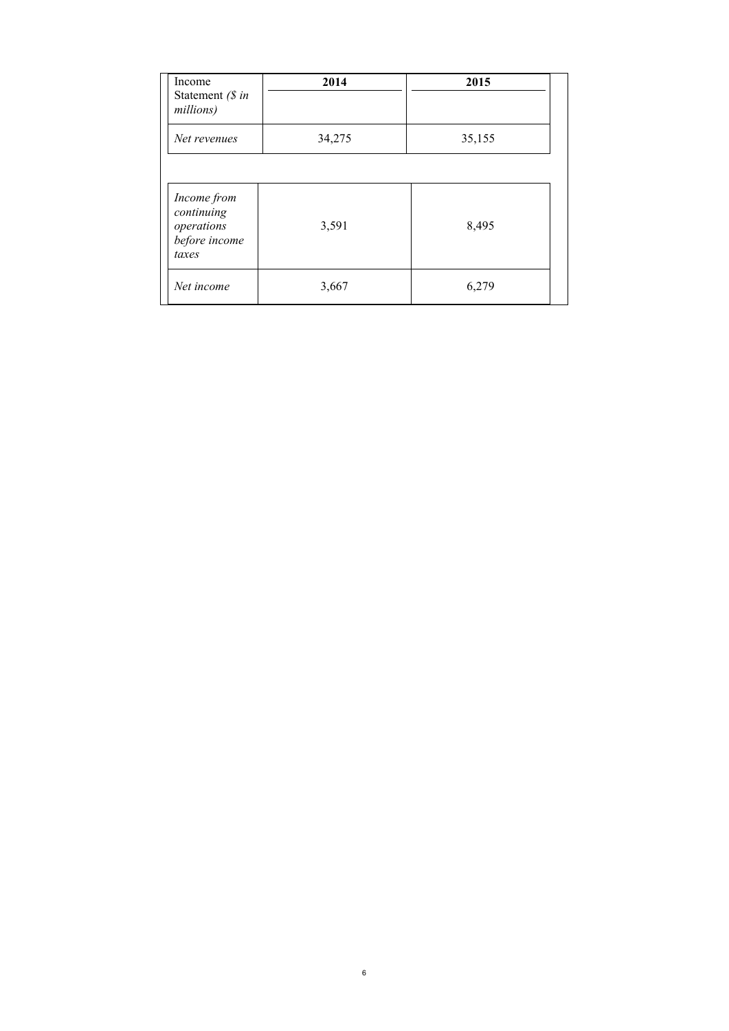| Income Statement *($ in millions)* | 2014 | 2015 |
| --- | --- | --- |
| *Net revenues* | 34,275 | 35,155 |
| *Income from continuing operations before income taxes* | 3,591 | 8,495 |
| *Net income* | 3,667 | 6,279 |